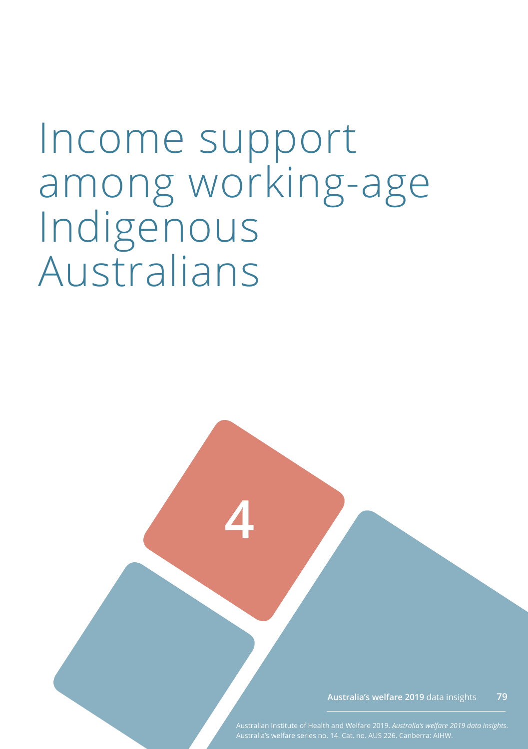# Income support among working-age Indigenous Australians

4

Australian Institute of Health and Welfare 2019. *Australia's welfare 2019 data insights*. Australia's welfare series no. 14. Cat. no. AUS 226. Canberra: AIHW.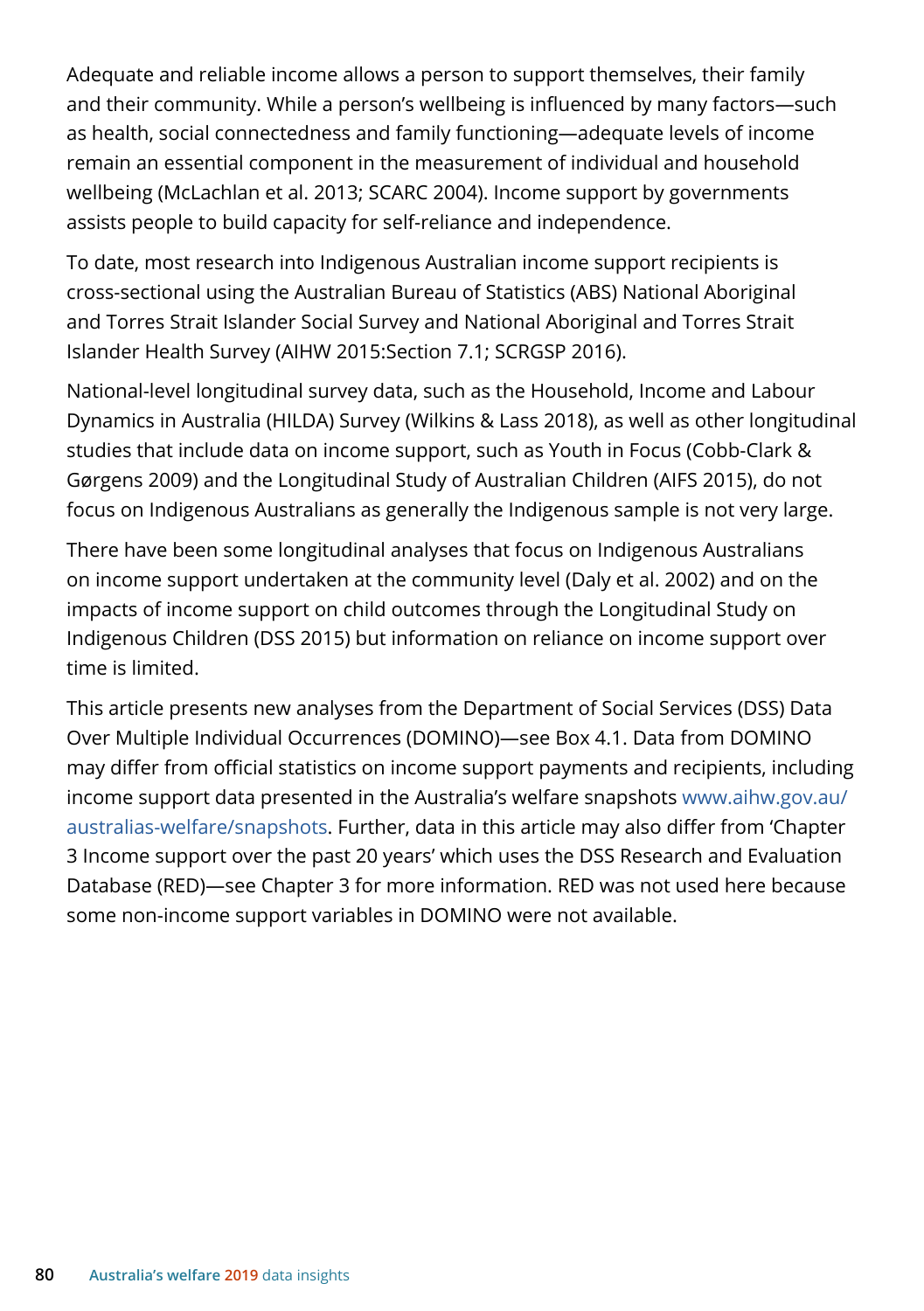Adequate and reliable income allows a person to support themselves, their family and their community. While a person's wellbeing is influenced by many factors—such as health, social connectedness and family functioning—adequate levels of income remain an essential component in the measurement of individual and household wellbeing (McLachlan et al. 2013; SCARC 2004). Income support by governments assists people to build capacity for self-reliance and independence.

To date, most research into Indigenous Australian income support recipients is cross-sectional using the Australian Bureau of Statistics (ABS) National Aboriginal and Torres Strait Islander Social Survey and National Aboriginal and Torres Strait Islander Health Survey (AIHW 2015:Section 7.1; SCRGSP 2016).

National-level longitudinal survey data, such as the Household, Income and Labour Dynamics in Australia (HILDA) Survey (Wilkins & Lass 2018), as well as other longitudinal studies that include data on income support, such as Youth in Focus (Cobb-Clark & Gørgens 2009) and the Longitudinal Study of Australian Children (AIFS 2015), do not focus on Indigenous Australians as generally the Indigenous sample is not very large.

There have been some longitudinal analyses that focus on Indigenous Australians on income support undertaken at the community level (Daly et al. 2002) and on the impacts of income support on child outcomes through the Longitudinal Study on Indigenous Children (DSS 2015) but information on reliance on income support over time is limited.

This article presents new analyses from the Department of Social Services (DSS) Data Over Multiple Individual Occurrences (DOMINO)—see Box 4.1. Data from DOMINO may differ from official statistics on income support payments and recipients, including income support data presented in the Australia's welfare snapshots www.aihw.gov.au/australias-welfare/snapshots. Further, data in this article may also differ from 'Chapter 3 Income support over the past 20 years' which uses the DSS Research and Evaluation Database (RED)—see Chapter 3 for more information. RED was not used here because some non-income support variables in DOMINO were not available.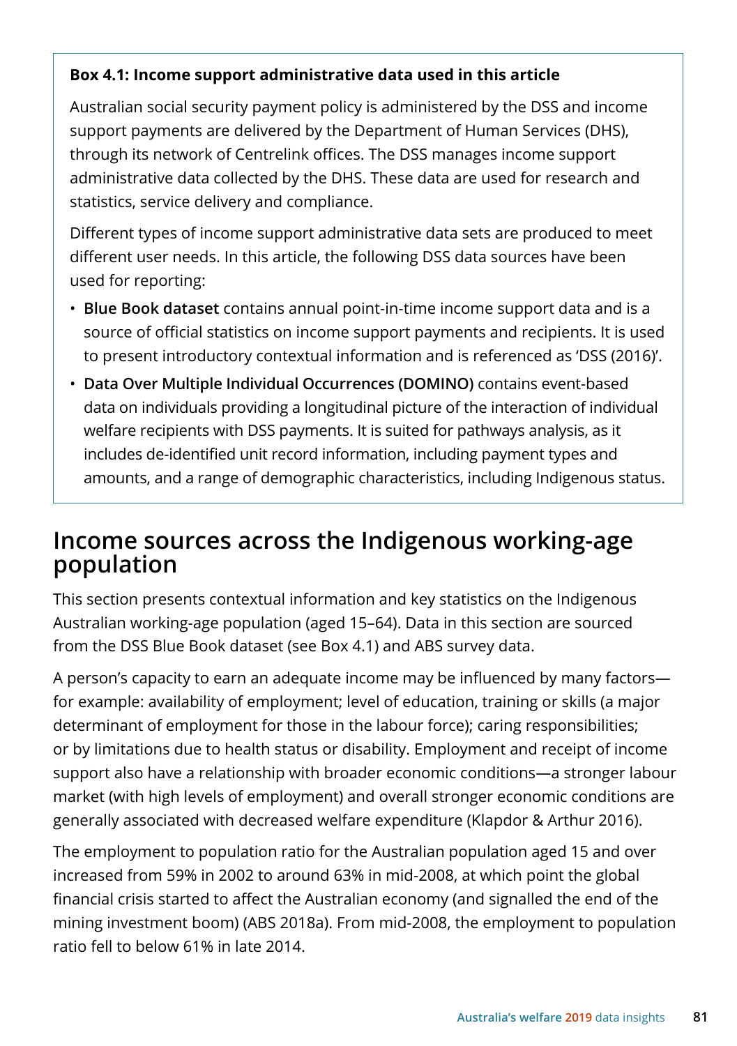**Box 4.1: Income support administrative data used in this article**

Australian social security payment policy is administered by the DSS and income support payments are delivered by the Department of Human Services (DHS), through its network of Centrelink offices. The DSS manages income support administrative data collected by the DHS. These data are used for research and statistics, service delivery and compliance.

Different types of income support administrative data sets are produced to meet different user needs. In this article, the following DSS data sources have been used for reporting:

- **Blue Book dataset** contains annual point-in-time income support data and is a source of official statistics on income support payments and recipients. It is used to present introductory contextual information and is referenced as 'DSS (2016)'.
- **Data Over Multiple Individual Occurrences (DOMINO)** contains event-based data on individuals providing a longitudinal picture of the interaction of individual welfare recipients with DSS payments. It is suited for pathways analysis, as it includes de-identified unit record information, including payment types and amounts, and a range of demographic characteristics, including Indigenous status.

## Income sources across the Indigenous working-age population

This section presents contextual information and key statistics on the Indigenous Australian working-age population (aged 15–64). Data in this section are sourced from the DSS Blue Book dataset (see Box 4.1) and ABS survey data.

A person's capacity to earn an adequate income may be influenced by many factors—for example: availability of employment; level of education, training or skills (a major determinant of employment for those in the labour force); caring responsibilities; or by limitations due to health status or disability. Employment and receipt of income support also have a relationship with broader economic conditions—a stronger labour market (with high levels of employment) and overall stronger economic conditions are generally associated with decreased welfare expenditure (Klapdor & Arthur 2016).

The employment to population ratio for the Australian population aged 15 and over increased from 59% in 2002 to around 63% in mid-2008, at which point the global financial crisis started to affect the Australian economy (and signalled the end of the mining investment boom) (ABS 2018a). From mid-2008, the employment to population ratio fell to below 61% in late 2014.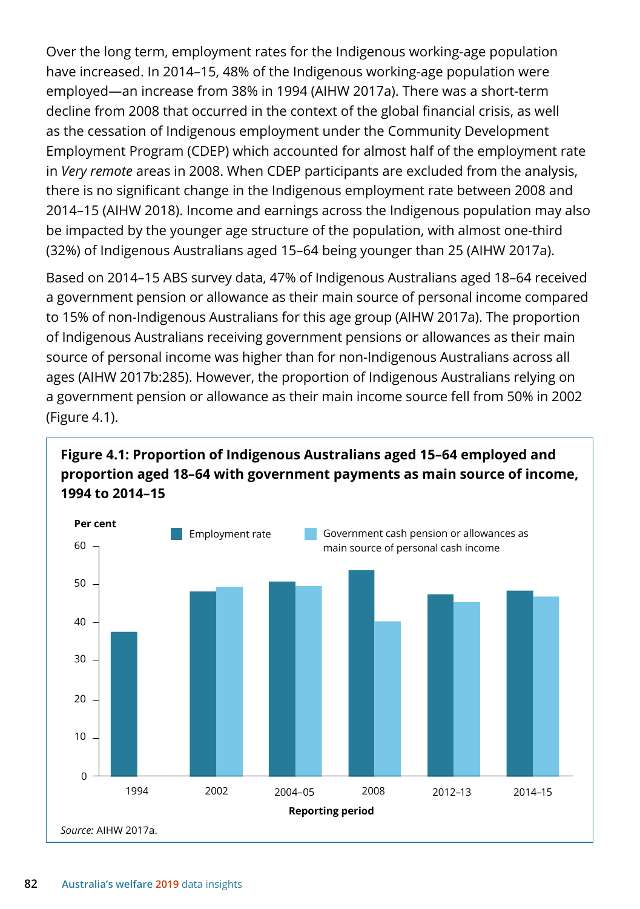Over the long term, employment rates for the Indigenous working-age population have increased. In 2014–15, 48% of the Indigenous working-age population were employed—an increase from 38% in 1994 (AIHW 2017a). There was a short-term decline from 2008 that occurred in the context of the global financial crisis, as well as the cessation of Indigenous employment under the Community Development Employment Program (CDEP) which accounted for almost half of the employment rate in *Very remote* areas in 2008. When CDEP participants are excluded from the analysis, there is no significant change in the Indigenous employment rate between 2008 and 2014–15 (AIHW 2018). Income and earnings across the Indigenous population may also be impacted by the younger age structure of the population, with almost one-third (32%) of Indigenous Australians aged 15–64 being younger than 25 (AIHW 2017a).

Based on 2014–15 ABS survey data, 47% of Indigenous Australians aged 18–64 received a government pension or allowance as their main source of personal income compared to 15% of non-Indigenous Australians for this age group (AIHW 2017a). The proportion of Indigenous Australians receiving government pensions or allowances as their main source of personal income was higher than for non-Indigenous Australians across all ages (AIHW 2017b:285). However, the proportion of Indigenous Australians relying on a government pension or allowance as their main income source fell from 50% in 2002 (Figure 4.1).

**Figure 4.1: Proportion of Indigenous Australians aged 15–64 employed and proportion aged 18–64 with government payments as main source of income, 1994 to 2014–15**

*Source:* AIHW 2017a.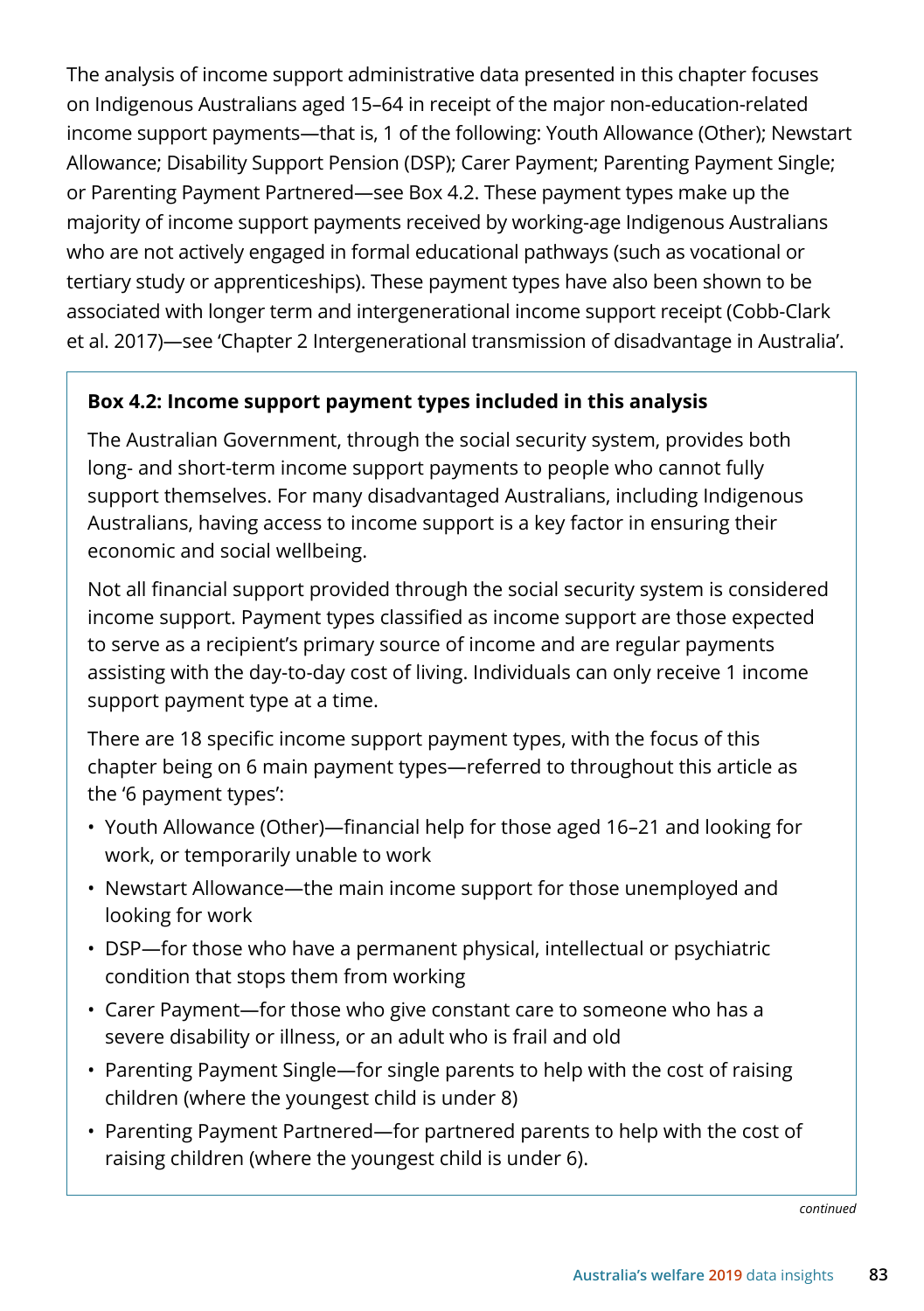The analysis of income support administrative data presented in this chapter focuses on Indigenous Australians aged 15–64 in receipt of the major non-education-related income support payments—that is, 1 of the following: Youth Allowance (Other); Newstart Allowance; Disability Support Pension (DSP); Carer Payment; Parenting Payment Single; or Parenting Payment Partnered—see Box 4.2. These payment types make up the majority of income support payments received by working-age Indigenous Australians who are not actively engaged in formal educational pathways (such as vocational or tertiary study or apprenticeships). These payment types have also been shown to be associated with longer term and intergenerational income support receipt (Cobb-Clark et al. 2017)—see 'Chapter 2 Intergenerational transmission of disadvantage in Australia'.

**Box 4.2: Income support payment types included in this analysis**

The Australian Government, through the social security system, provides both long- and short-term income support payments to people who cannot fully support themselves. For many disadvantaged Australians, including Indigenous Australians, having access to income support is a key factor in ensuring their economic and social wellbeing.

Not all financial support provided through the social security system is considered income support. Payment types classified as income support are those expected to serve as a recipient's primary source of income and are regular payments assisting with the day-to-day cost of living. Individuals can only receive 1 income support payment type at a time.

There are 18 specific income support payment types, with the focus of this chapter being on 6 main payment types—referred to throughout this article as the '6 payment types':

- Youth Allowance (Other)—financial help for those aged 16–21 and looking for work, or temporarily unable to work
- Newstart Allowance—the main income support for those unemployed and looking for work
- DSP—for those who have a permanent physical, intellectual or psychiatric condition that stops them from working
- Carer Payment—for those who give constant care to someone who has a severe disability or illness, or an adult who is frail and old
- Parenting Payment Single—for single parents to help with the cost of raising children (where the youngest child is under 8)
- Parenting Payment Partnered—for partnered parents to help with the cost of raising children (where the youngest child is under 6).

*continued*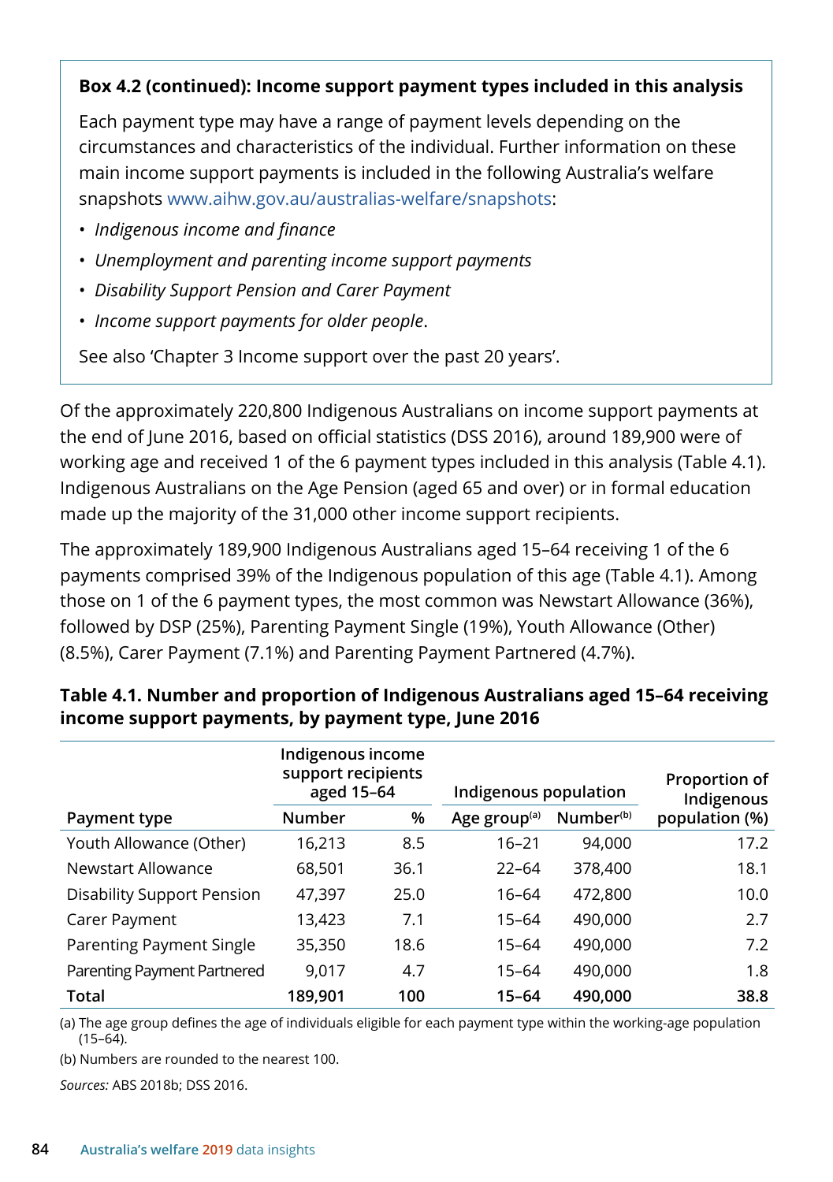**Box 4.2 (continued): Income support payment types included in this analysis**

Each payment type may have a range of payment levels depending on the circumstances and characteristics of the individual. Further information on these main income support payments is included in the following Australia's welfare snapshots www.aihw.gov.au/australias-welfare/snapshots:

- *Indigenous income and finance*
- *Unemployment and parenting income support payments*
- *Disability Support Pension and Carer Payment*
- *Income support payments for older people*.

See also 'Chapter 3 Income support over the past 20 years'.

Of the approximately 220,800 Indigenous Australians on income support payments at the end of June 2016, based on official statistics (DSS 2016), around 189,900 were of working age and received 1 of the 6 payment types included in this analysis (Table 4.1). Indigenous Australians on the Age Pension (aged 65 and over) or in formal education made up the majority of the 31,000 other income support recipients.

The approximately 189,900 Indigenous Australians aged 15–64 receiving 1 of the 6 payments comprised 39% of the Indigenous population of this age (Table 4.1). Among those on 1 of the 6 payment types, the most common was Newstart Allowance (36%), followed by DSP (25%), Parenting Payment Single (19%), Youth Allowance (Other) (8.5%), Carer Payment (7.1%) and Parenting Payment Partnered (4.7%).

**Table 4.1. Number and proportion of Indigenous Australians aged 15–64 receiving income support payments, by payment type, June 2016**

| | Indigenous income support recipients aged 15–64 | | Indigenous population | | |
|---|---|---|---|---|---|
| Payment type | Number | % | Age group[(a)] | Number[(b)] | Proportion of Indigenous population (%) |
| Youth Allowance (Other) | 16,213 | 8.5 | 16–21 | 94,000 | 17.2 |
| Newstart Allowance | 68,501 | 36.1 | 22–64 | 378,400 | 18.1 |
| Disability Support Pension | 47,397 | 25.0 | 16–64 | 472,800 | 10.0 |
| Carer Payment | 13,423 | 7.1 | 15–64 | 490,000 | 2.7 |
| Parenting Payment Single | 35,350 | 18.6 | 15–64 | 490,000 | 7.2 |
| Parenting Payment Partnered | 9,017 | 4.7 | 15–64 | 490,000 | 1.8 |
| **Total** | **189,901** | **100** | **15–64** | **490,000** | **38.8** |

(a) The age group defines the age of individuals eligible for each payment type within the working-age population (15–64).

(b) Numbers are rounded to the nearest 100.

*Sources:* ABS 2018b; DSS 2016.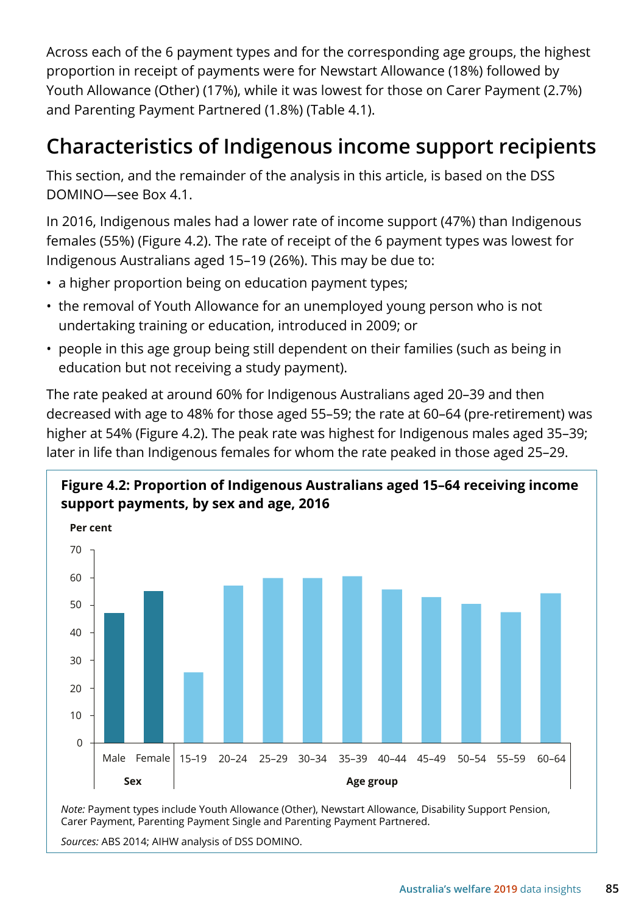Across each of the 6 payment types and for the corresponding age groups, the highest proportion in receipt of payments were for Newstart Allowance (18%) followed by Youth Allowance (Other) (17%), while it was lowest for those on Carer Payment (2.7%) and Parenting Payment Partnered (1.8%) (Table 4.1).

## Characteristics of Indigenous income support recipients

This section, and the remainder of the analysis in this article, is based on the DSS DOMINO—see Box 4.1.

In 2016, Indigenous males had a lower rate of income support (47%) than Indigenous females (55%) (Figure 4.2). The rate of receipt of the 6 payment types was lowest for Indigenous Australians aged 15–19 (26%). This may be due to:

- a higher proportion being on education payment types;
- the removal of Youth Allowance for an unemployed young person who is not undertaking training or education, introduced in 2009; or
- people in this age group being still dependent on their families (such as being in education but not receiving a study payment).

The rate peaked at around 60% for Indigenous Australians aged 20–39 and then decreased with age to 48% for those aged 55–59; the rate at 60–64 (pre-retirement) was higher at 54% (Figure 4.2). The peak rate was highest for Indigenous males aged 35–39; later in life than Indigenous females for whom the rate peaked in those aged 25–29.

**Figure 4.2: Proportion of Indigenous Australians aged 15–64 receiving income support payments, by sex and age, 2016**

*Note:* Payment types include Youth Allowance (Other), Newstart Allowance, Disability Support Pension, Carer Payment, Parenting Payment Single and Parenting Payment Partnered.

*Sources:* ABS 2014; AIHW analysis of DSS DOMINO.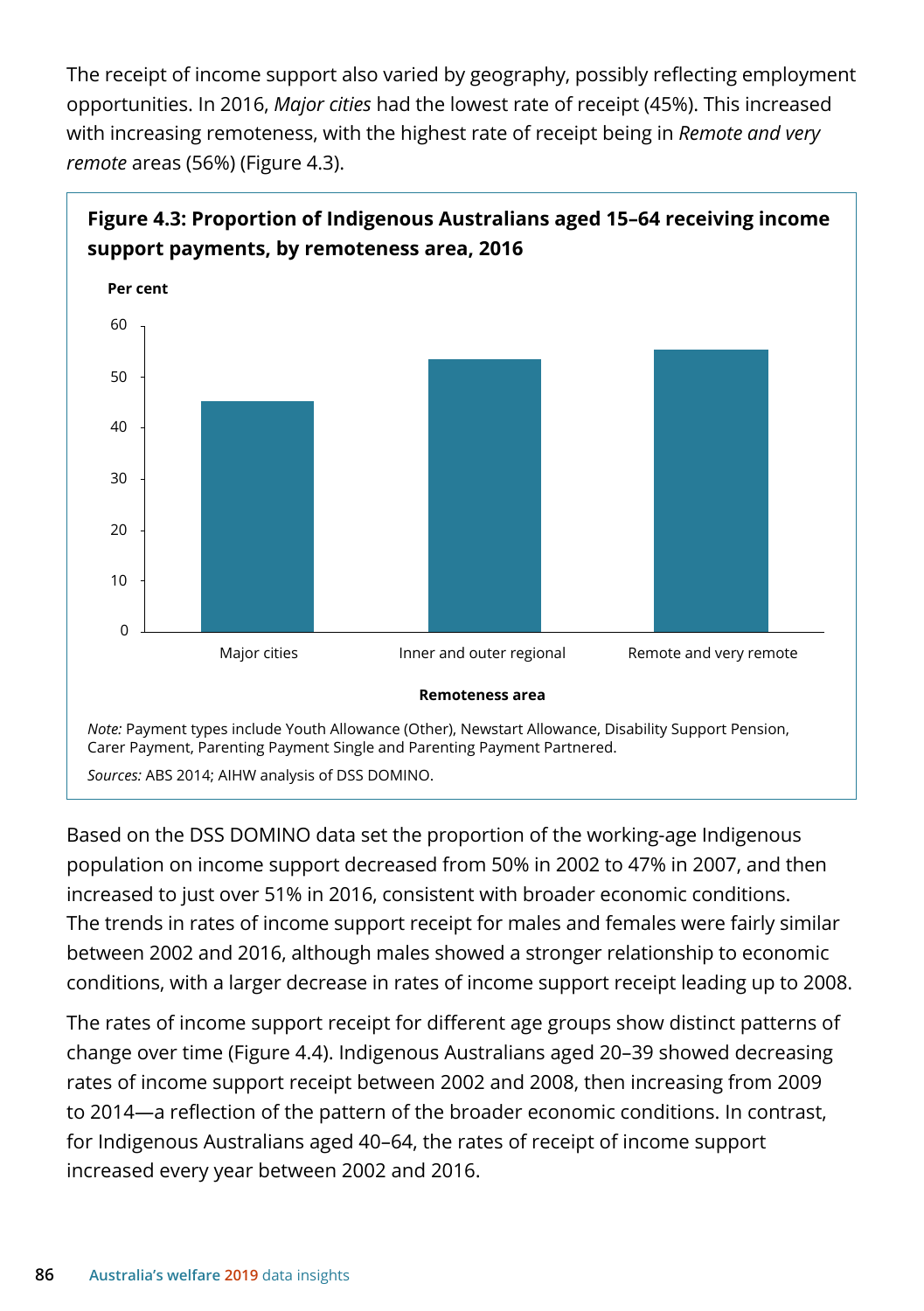The receipt of income support also varied by geography, possibly reflecting employment opportunities. In 2016, *Major cities* had the lowest rate of receipt (45%). This increased with increasing remoteness, with the highest rate of receipt being in *Remote and very remote* areas (56%) (Figure 4.3).

**Figure 4.3: Proportion of Indigenous Australians aged 15–64 receiving income support payments, by remoteness area, 2016**

*Note:* Payment types include Youth Allowance (Other), Newstart Allowance, Disability Support Pension, Carer Payment, Parenting Payment Single and Parenting Payment Partnered.

*Sources:* ABS 2014; AIHW analysis of DSS DOMINO.

Based on the DSS DOMINO data set the proportion of the working-age Indigenous population on income support decreased from 50% in 2002 to 47% in 2007, and then increased to just over 51% in 2016, consistent with broader economic conditions. The trends in rates of income support receipt for males and females were fairly similar between 2002 and 2016, although males showed a stronger relationship to economic conditions, with a larger decrease in rates of income support receipt leading up to 2008.

The rates of income support receipt for different age groups show distinct patterns of change over time (Figure 4.4). Indigenous Australians aged 20–39 showed decreasing rates of income support receipt between 2002 and 2008, then increasing from 2009 to 2014—a reflection of the pattern of the broader economic conditions. In contrast, for Indigenous Australians aged 40–64, the rates of receipt of income support increased every year between 2002 and 2016.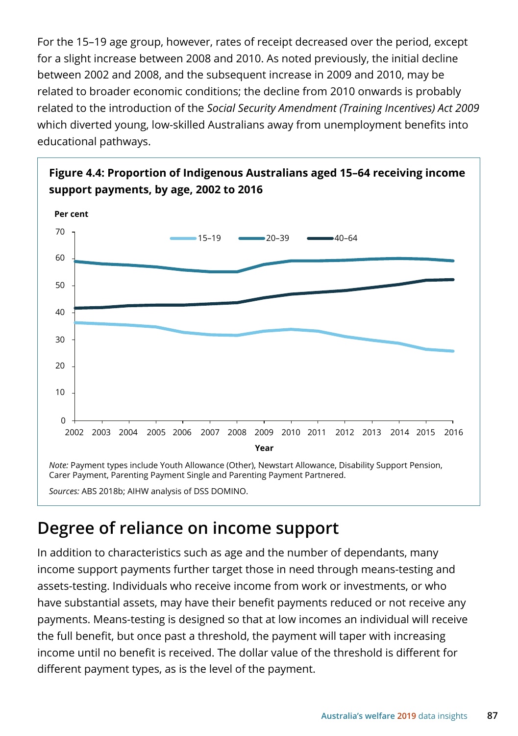For the 15–19 age group, however, rates of receipt decreased over the period, except for a slight increase between 2008 and 2010. As noted previously, the initial decline between 2002 and 2008, and the subsequent increase in 2009 and 2010, may be related to broader economic conditions; the decline from 2010 onwards is probably related to the introduction of the *Social Security Amendment (Training Incentives) Act 2009* which diverted young, low-skilled Australians away from unemployment benefits into educational pathways.

**Figure 4.4: Proportion of Indigenous Australians aged 15–64 receiving income support payments, by age, 2002 to 2016**

*Note:* Payment types include Youth Allowance (Other), Newstart Allowance, Disability Support Pension, Carer Payment, Parenting Payment Single and Parenting Payment Partnered.

*Sources:* ABS 2018b; AIHW analysis of DSS DOMINO.

## Degree of reliance on income support

In addition to characteristics such as age and the number of dependants, many income support payments further target those in need through means-testing and assets-testing. Individuals who receive income from work or investments, or who have substantial assets, may have their benefit payments reduced or not receive any payments. Means-testing is designed so that at low incomes an individual will receive the full benefit, but once past a threshold, the payment will taper with increasing income until no benefit is received. The dollar value of the threshold is different for different payment types, as is the level of the payment.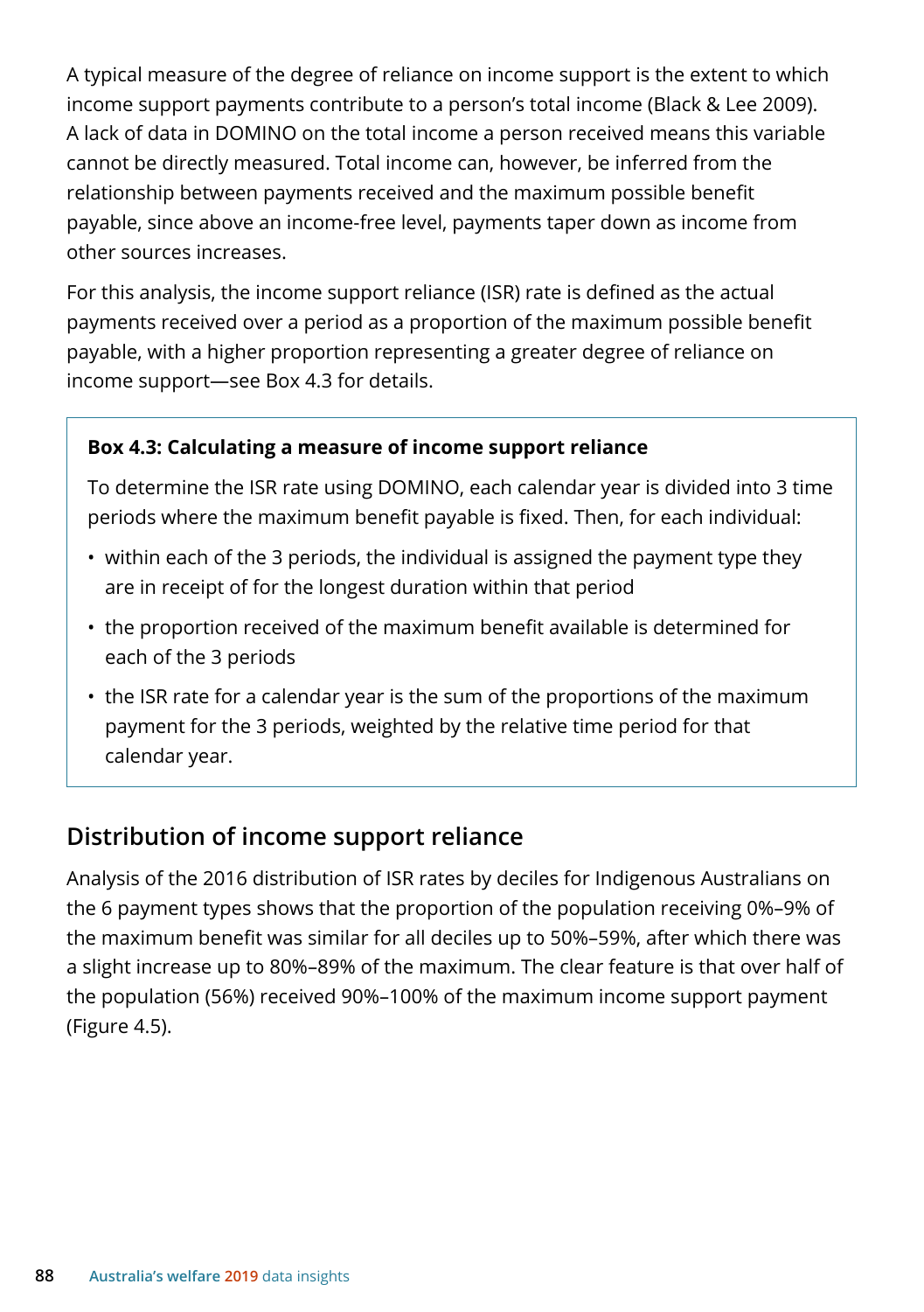A typical measure of the degree of reliance on income support is the extent to which income support payments contribute to a person's total income (Black & Lee 2009). A lack of data in DOMINO on the total income a person received means this variable cannot be directly measured. Total income can, however, be inferred from the relationship between payments received and the maximum possible benefit payable, since above an income-free level, payments taper down as income from other sources increases.

For this analysis, the income support reliance (ISR) rate is defined as the actual payments received over a period as a proportion of the maximum possible benefit payable, with a higher proportion representing a greater degree of reliance on income support—see Box 4.3 for details.

> **Box 4.3: Calculating a measure of income support reliance**
>
> To determine the ISR rate using DOMINO, each calendar year is divided into 3 time periods where the maximum benefit payable is fixed. Then, for each individual:
>
> - within each of the 3 periods, the individual is assigned the payment type they are in receipt of for the longest duration within that period
> - the proportion received of the maximum benefit available is determined for each of the 3 periods
> - the ISR rate for a calendar year is the sum of the proportions of the maximum payment for the 3 periods, weighted by the relative time period for that calendar year.

## Distribution of income support reliance

Analysis of the 2016 distribution of ISR rates by deciles for Indigenous Australians on the 6 payment types shows that the proportion of the population receiving 0%–9% of the maximum benefit was similar for all deciles up to 50%–59%, after which there was a slight increase up to 80%–89% of the maximum. The clear feature is that over half of the population (56%) received 90%–100% of the maximum income support payment (Figure 4.5).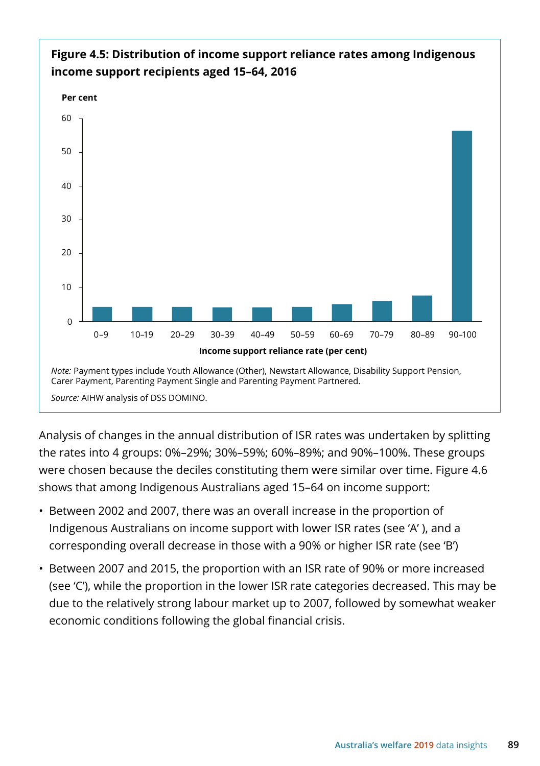**Figure 4.5: Distribution of income support reliance rates among Indigenous income support recipients aged 15–64, 2016**

Per cent

| Income support reliance rate (per cent) | Per cent |
| --- | --- |
| 0–9 | ~4 |
| 10–19 | ~4 |
| 20–29 | ~4 |
| 30–39 | ~4 |
| 40–49 | ~4 |
| 50–59 | ~4 |
| 60–69 | ~5 |
| 70–79 | ~6 |
| 80–89 | ~8 |
| 90–100 | ~56 |

*Note:* Payment types include Youth Allowance (Other), Newstart Allowance, Disability Support Pension, Carer Payment, Parenting Payment Single and Parenting Payment Partnered.

*Source:* AIHW analysis of DSS DOMINO.

Analysis of changes in the annual distribution of ISR rates was undertaken by splitting the rates into 4 groups: 0%–29%; 30%–59%; 60%–89%; and 90%–100%. These groups were chosen because the deciles constituting them were similar over time. Figure 4.6 shows that among Indigenous Australians aged 15–64 on income support:

- Between 2002 and 2007, there was an overall increase in the proportion of Indigenous Australians on income support with lower ISR rates (see 'A' ), and a corresponding overall decrease in those with a 90% or higher ISR rate (see 'B')
- Between 2007 and 2015, the proportion with an ISR rate of 90% or more increased (see 'C'), while the proportion in the lower ISR rate categories decreased. This may be due to the relatively strong labour market up to 2007, followed by somewhat weaker economic conditions following the global financial crisis.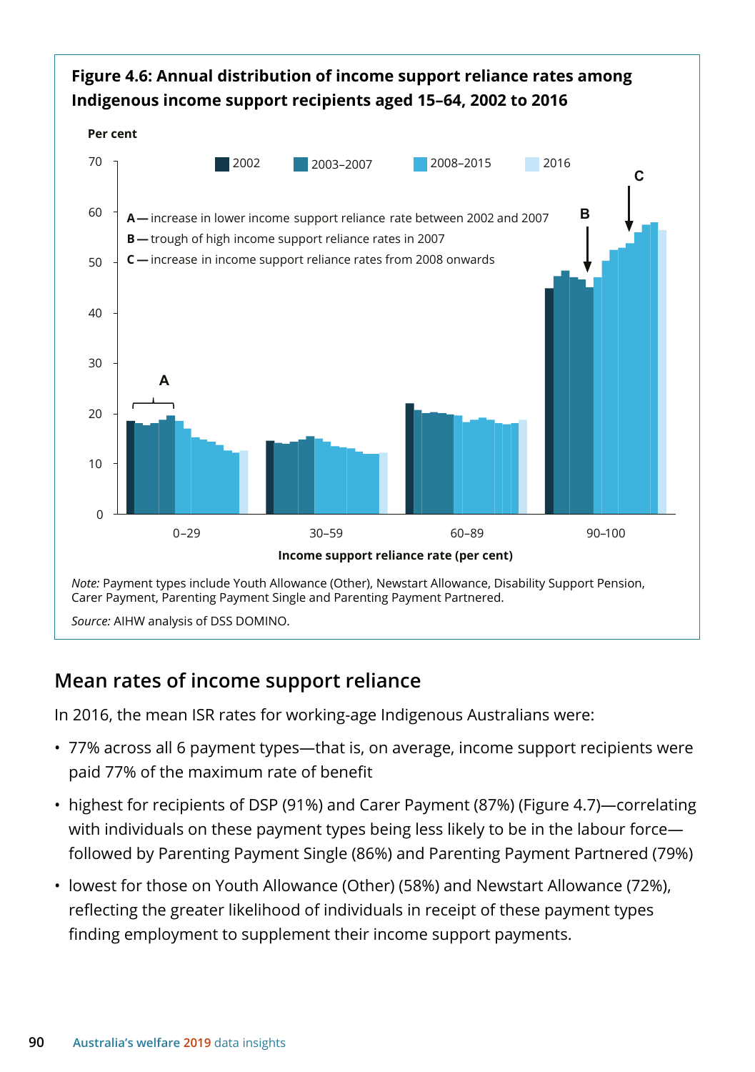**Figure 4.6: Annual distribution of income support reliance rates among Indigenous income support recipients aged 15–64, 2002 to 2016**

Per cent

2002 | 2003–2007 | 2008–2015 | 2016

A — increase in lower income support reliance rate between 2002 and 2007

B — trough of high income support reliance rates in 2007

C — increase in income support reliance rates from 2008 onwards

Income support reliance rate (per cent): 0–29, 30–59, 60–89, 90–100

*Note:* Payment types include Youth Allowance (Other), Newstart Allowance, Disability Support Pension, Carer Payment, Parenting Payment Single and Parenting Payment Partnered.

*Source:* AIHW analysis of DSS DOMINO.

## Mean rates of income support reliance

In 2016, the mean ISR rates for working-age Indigenous Australians were:

- 77% across all 6 payment types—that is, on average, income support recipients were paid 77% of the maximum rate of benefit
- highest for recipients of DSP (91%) and Carer Payment (87%) (Figure 4.7)—correlating with individuals on these payment types being less likely to be in the labour force—followed by Parenting Payment Single (86%) and Parenting Payment Partnered (79%)
- lowest for those on Youth Allowance (Other) (58%) and Newstart Allowance (72%), reflecting the greater likelihood of individuals in receipt of these payment types finding employment to supplement their income support payments.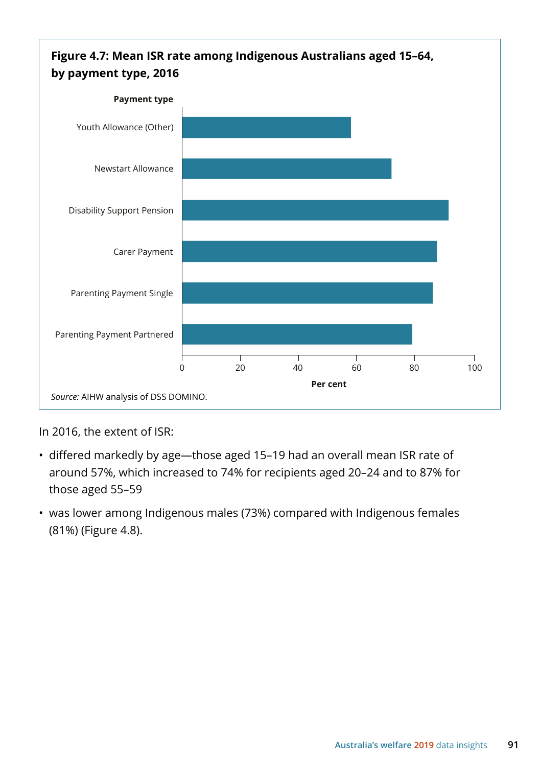**Figure 4.7: Mean ISR rate among Indigenous Australians aged 15–64, by payment type, 2016**

*Source:* AIHW analysis of DSS DOMINO.

In 2016, the extent of ISR:

- differed markedly by age—those aged 15–19 had an overall mean ISR rate of around 57%, which increased to 74% for recipients aged 20–24 and to 87% for those aged 55–59
- was lower among Indigenous males (73%) compared with Indigenous females (81%) (Figure 4.8).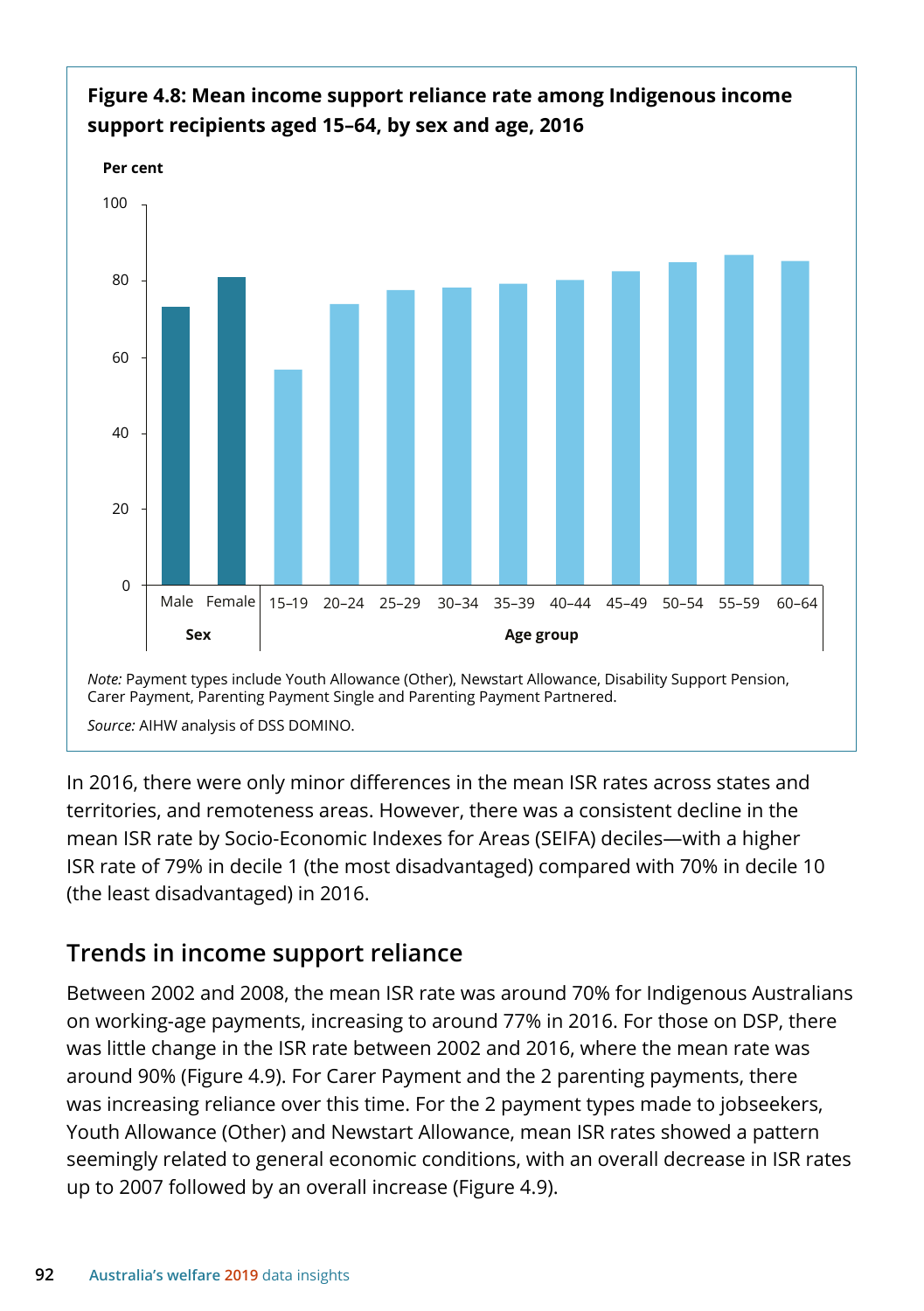**Figure 4.8: Mean income support reliance rate among Indigenous income support recipients aged 15–64, by sex and age, 2016**

*Note:* Payment types include Youth Allowance (Other), Newstart Allowance, Disability Support Pension, Carer Payment, Parenting Payment Single and Parenting Payment Partnered.

*Source:* AIHW analysis of DSS DOMINO.

In 2016, there were only minor differences in the mean ISR rates across states and territories, and remoteness areas. However, there was a consistent decline in the mean ISR rate by Socio-Economic Indexes for Areas (SEIFA) deciles—with a higher ISR rate of 79% in decile 1 (the most disadvantaged) compared with 70% in decile 10 (the least disadvantaged) in 2016.

## Trends in income support reliance

Between 2002 and 2008, the mean ISR rate was around 70% for Indigenous Australians on working-age payments, increasing to around 77% in 2016. For those on DSP, there was little change in the ISR rate between 2002 and 2016, where the mean rate was around 90% (Figure 4.9). For Carer Payment and the 2 parenting payments, there was increasing reliance over this time. For the 2 payment types made to jobseekers, Youth Allowance (Other) and Newstart Allowance, mean ISR rates showed a pattern seemingly related to general economic conditions, with an overall decrease in ISR rates up to 2007 followed by an overall increase (Figure 4.9).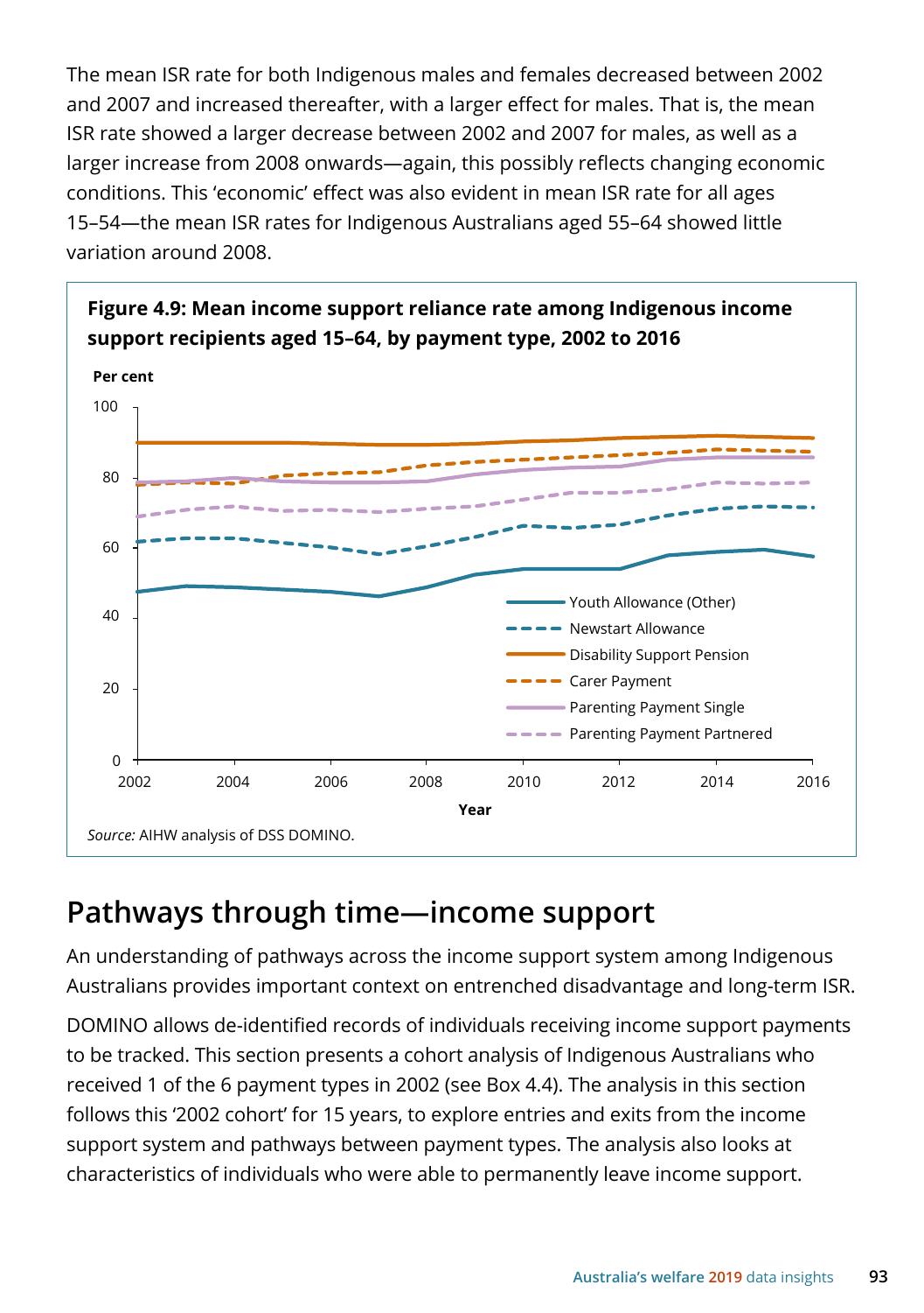The mean ISR rate for both Indigenous males and females decreased between 2002 and 2007 and increased thereafter, with a larger effect for males. That is, the mean ISR rate showed a larger decrease between 2002 and 2007 for males, as well as a larger increase from 2008 onwards—again, this possibly reflects changing economic conditions. This 'economic' effect was also evident in mean ISR rate for all ages 15–54—the mean ISR rates for Indigenous Australians aged 55–64 showed little variation around 2008.

**Figure 4.9: Mean income support reliance rate among Indigenous income support recipients aged 15–64, by payment type, 2002 to 2016**

*Source:* AIHW analysis of DSS DOMINO.

## Pathways through time—income support

An understanding of pathways across the income support system among Indigenous Australians provides important context on entrenched disadvantage and long-term ISR.

DOMINO allows de-identified records of individuals receiving income support payments to be tracked. This section presents a cohort analysis of Indigenous Australians who received 1 of the 6 payment types in 2002 (see Box 4.4). The analysis in this section follows this '2002 cohort' for 15 years, to explore entries and exits from the income support system and pathways between payment types. The analysis also looks at characteristics of individuals who were able to permanently leave income support.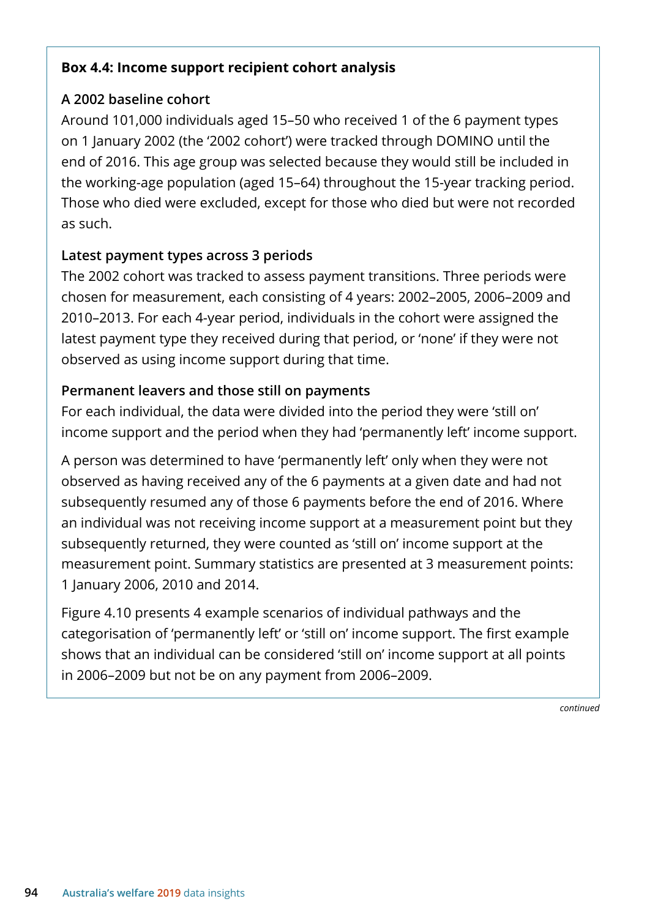**Box 4.4: Income support recipient cohort analysis**

**A 2002 baseline cohort**

Around 101,000 individuals aged 15–50 who received 1 of the 6 payment types on 1 January 2002 (the '2002 cohort') were tracked through DOMINO until the end of 2016. This age group was selected because they would still be included in the working-age population (aged 15–64) throughout the 15-year tracking period. Those who died were excluded, except for those who died but were not recorded as such.

**Latest payment types across 3 periods**

The 2002 cohort was tracked to assess payment transitions. Three periods were chosen for measurement, each consisting of 4 years: 2002–2005, 2006–2009 and 2010–2013. For each 4-year period, individuals in the cohort were assigned the latest payment type they received during that period, or 'none' if they were not observed as using income support during that time.

**Permanent leavers and those still on payments**

For each individual, the data were divided into the period they were 'still on' income support and the period when they had 'permanently left' income support.

A person was determined to have 'permanently left' only when they were not observed as having received any of the 6 payments at a given date and had not subsequently resumed any of those 6 payments before the end of 2016. Where an individual was not receiving income support at a measurement point but they subsequently returned, they were counted as 'still on' income support at the measurement point. Summary statistics are presented at 3 measurement points: 1 January 2006, 2010 and 2014.

Figure 4.10 presents 4 example scenarios of individual pathways and the categorisation of 'permanently left' or 'still on' income support. The first example shows that an individual can be considered 'still on' income support at all points in 2006–2009 but not be on any payment from 2006–2009.

*continued*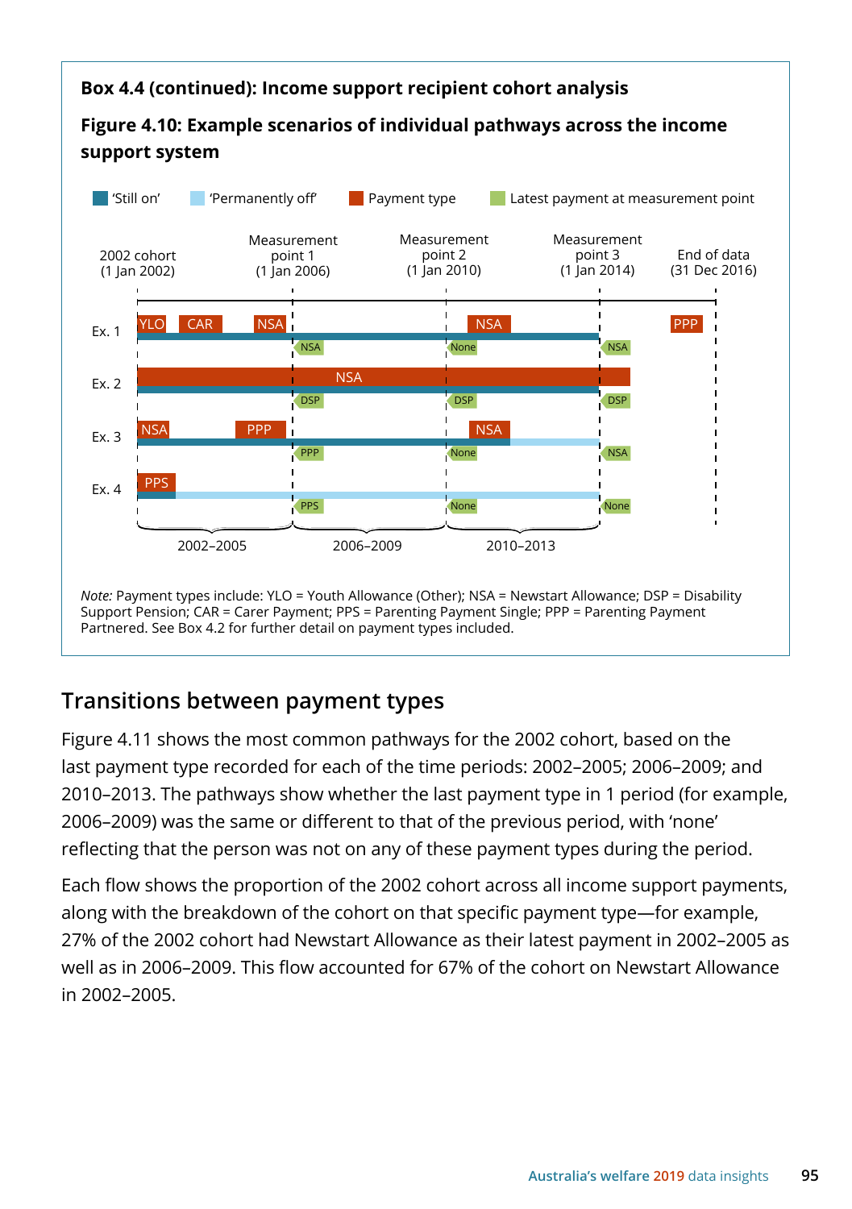### Box 4.4 (continued): Income support recipient cohort analysis

#### Figure 4.10: Example scenarios of individual pathways across the income support system

'Still on' 'Permanently off' Payment type Latest payment at measurement point

2002 cohort (1 Jan 2002) | Measurement point 1 (1 Jan 2006) | Measurement point 2 (1 Jan 2010) | Measurement point 3 (1 Jan 2014) | End of data (31 Dec 2016)

Ex. 1: YLO, CAR, NSA, NSA, PPP — NSA, None, NSA

Ex. 2: NSA — DSP, DSP, DSP

Ex. 3: NSA, PPP, NSA — PPP, None, NSA

Ex. 4: PPS — PPS, None, None

2002–2005 | 2006–2009 | 2010–2013

*Note:* Payment types include: YLO = Youth Allowance (Other); NSA = Newstart Allowance; DSP = Disability Support Pension; CAR = Carer Payment; PPS = Parenting Payment Single; PPP = Parenting Payment Partnered. See Box 4.2 for further detail on payment types included.

## Transitions between payment types

Figure 4.11 shows the most common pathways for the 2002 cohort, based on the last payment type recorded for each of the time periods: 2002–2005; 2006–2009; and 2010–2013. The pathways show whether the last payment type in 1 period (for example, 2006–2009) was the same or different to that of the previous period, with 'none' reflecting that the person was not on any of these payment types during the period.

Each flow shows the proportion of the 2002 cohort across all income support payments, along with the breakdown of the cohort on that specific payment type—for example, 27% of the 2002 cohort had Newstart Allowance as their latest payment in 2002–2005 as well as in 2006–2009. This flow accounted for 67% of the cohort on Newstart Allowance in 2002–2005.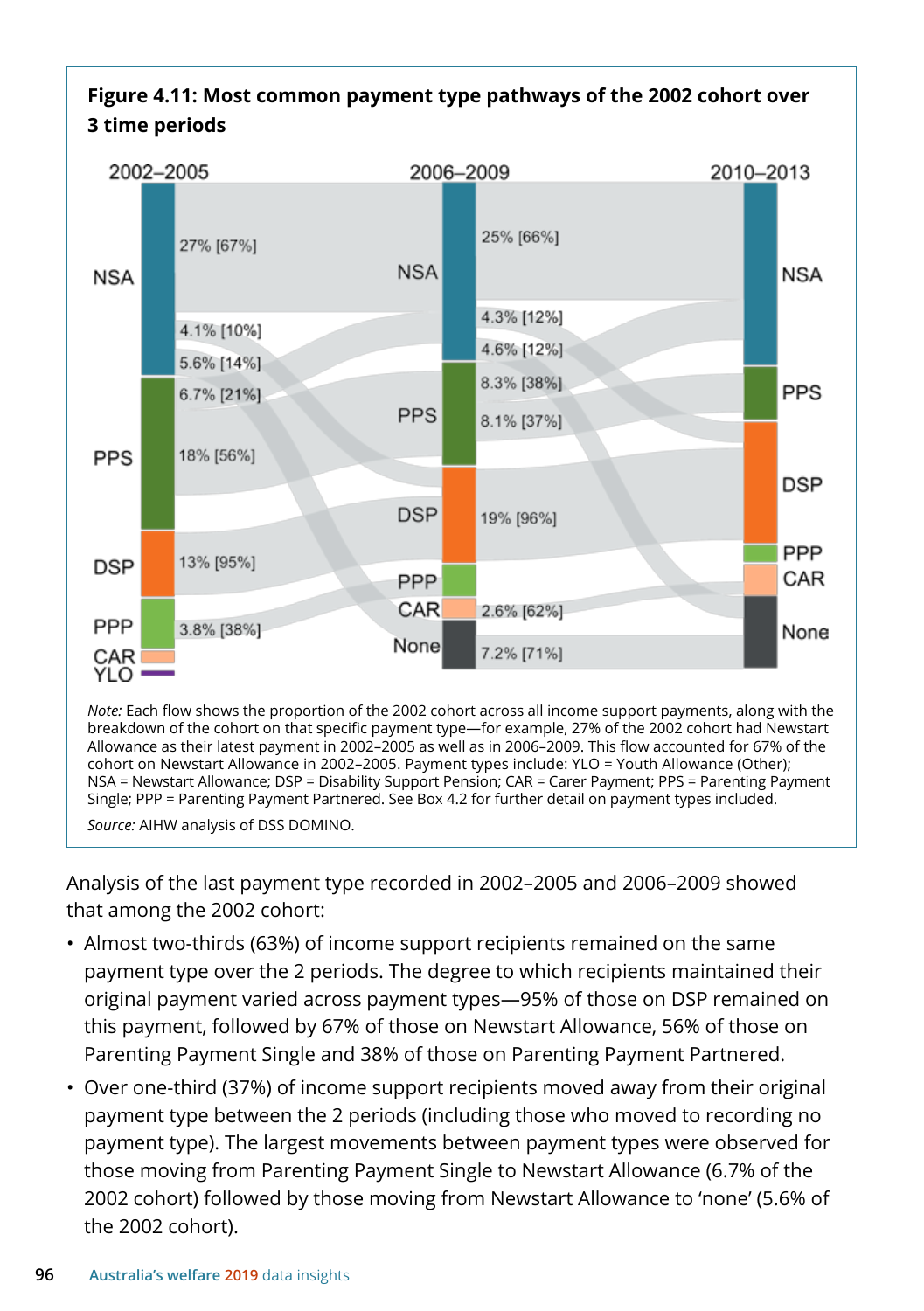**Figure 4.11: Most common payment type pathways of the 2002 cohort over 3 time periods**

*Note:* Each flow shows the proportion of the 2002 cohort across all income support payments, along with the breakdown of the cohort on that specific payment type—for example, 27% of the 2002 cohort had Newstart Allowance as their latest payment in 2002–2005 as well as in 2006–2009. This flow accounted for 67% of the cohort on Newstart Allowance in 2002–2005. Payment types include: YLO = Youth Allowance (Other); NSA = Newstart Allowance; DSP = Disability Support Pension; CAR = Carer Payment; PPS = Parenting Payment Single; PPP = Parenting Payment Partnered. See Box 4.2 for further detail on payment types included.

*Source:* AIHW analysis of DSS DOMINO.

Analysis of the last payment type recorded in 2002–2005 and 2006–2009 showed that among the 2002 cohort:

- Almost two-thirds (63%) of income support recipients remained on the same payment type over the 2 periods. The degree to which recipients maintained their original payment varied across payment types—95% of those on DSP remained on this payment, followed by 67% of those on Newstart Allowance, 56% of those on Parenting Payment Single and 38% of those on Parenting Payment Partnered.
- Over one-third (37%) of income support recipients moved away from their original payment type between the 2 periods (including those who moved to recording no payment type). The largest movements between payment types were observed for those moving from Parenting Payment Single to Newstart Allowance (6.7% of the 2002 cohort) followed by those moving from Newstart Allowance to 'none' (5.6% of the 2002 cohort).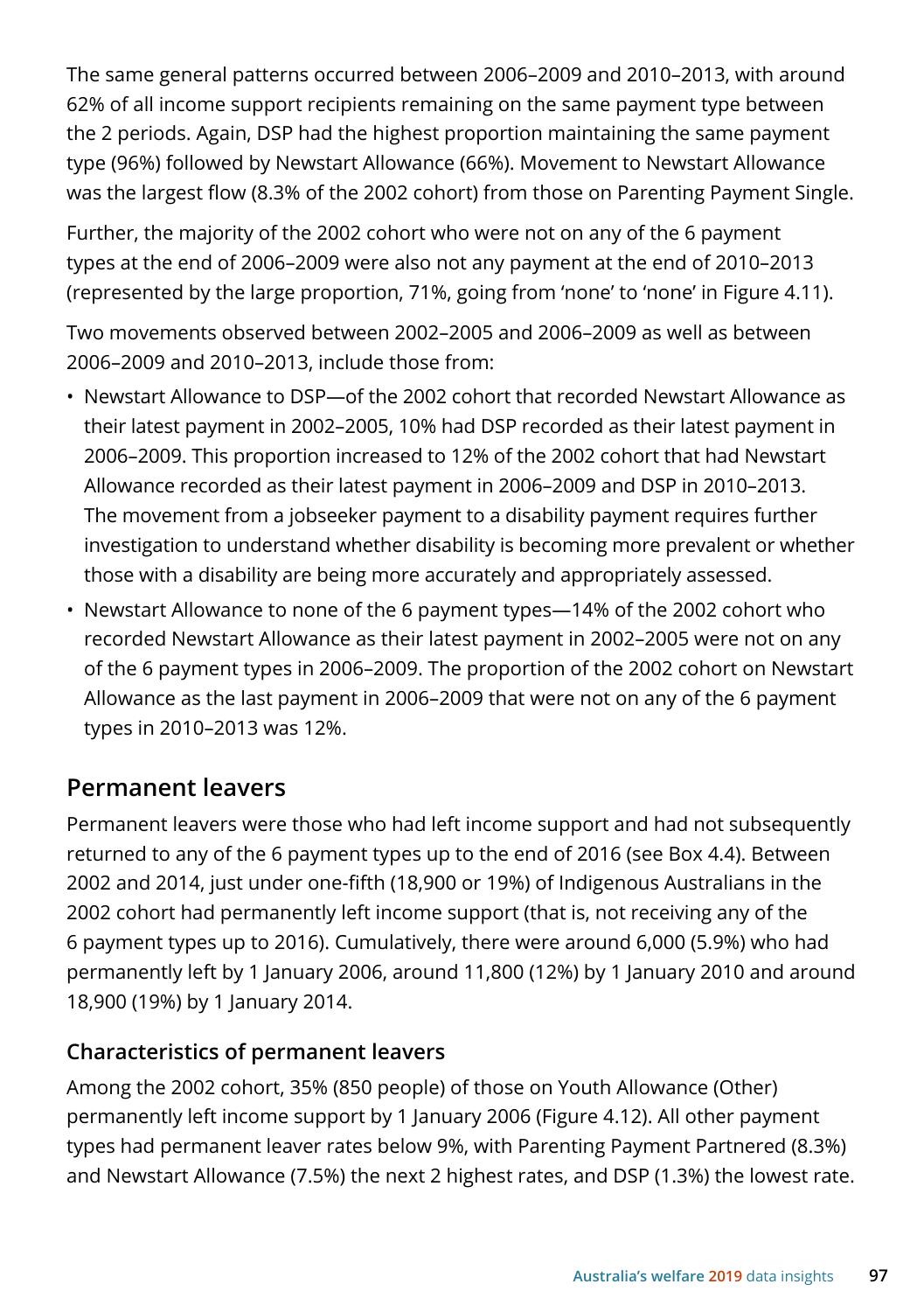The same general patterns occurred between 2006–2009 and 2010–2013, with around 62% of all income support recipients remaining on the same payment type between the 2 periods. Again, DSP had the highest proportion maintaining the same payment type (96%) followed by Newstart Allowance (66%). Movement to Newstart Allowance was the largest flow (8.3% of the 2002 cohort) from those on Parenting Payment Single.

Further, the majority of the 2002 cohort who were not on any of the 6 payment types at the end of 2006–2009 were also not any payment at the end of 2010–2013 (represented by the large proportion, 71%, going from 'none' to 'none' in Figure 4.11).

Two movements observed between 2002–2005 and 2006–2009 as well as between 2006–2009 and 2010–2013, include those from:

- Newstart Allowance to DSP—of the 2002 cohort that recorded Newstart Allowance as their latest payment in 2002–2005, 10% had DSP recorded as their latest payment in 2006–2009. This proportion increased to 12% of the 2002 cohort that had Newstart Allowance recorded as their latest payment in 2006–2009 and DSP in 2010–2013. The movement from a jobseeker payment to a disability payment requires further investigation to understand whether disability is becoming more prevalent or whether those with a disability are being more accurately and appropriately assessed.
- Newstart Allowance to none of the 6 payment types—14% of the 2002 cohort who recorded Newstart Allowance as their latest payment in 2002–2005 were not on any of the 6 payment types in 2006–2009. The proportion of the 2002 cohort on Newstart Allowance as the last payment in 2006–2009 that were not on any of the 6 payment types in 2010–2013 was 12%.

## Permanent leavers

Permanent leavers were those who had left income support and had not subsequently returned to any of the 6 payment types up to the end of 2016 (see Box 4.4). Between 2002 and 2014, just under one-fifth (18,900 or 19%) of Indigenous Australians in the 2002 cohort had permanently left income support (that is, not receiving any of the 6 payment types up to 2016). Cumulatively, there were around 6,000 (5.9%) who had permanently left by 1 January 2006, around 11,800 (12%) by 1 January 2010 and around 18,900 (19%) by 1 January 2014.

### Characteristics of permanent leavers

Among the 2002 cohort, 35% (850 people) of those on Youth Allowance (Other) permanently left income support by 1 January 2006 (Figure 4.12). All other payment types had permanent leaver rates below 9%, with Parenting Payment Partnered (8.3%) and Newstart Allowance (7.5%) the next 2 highest rates, and DSP (1.3%) the lowest rate.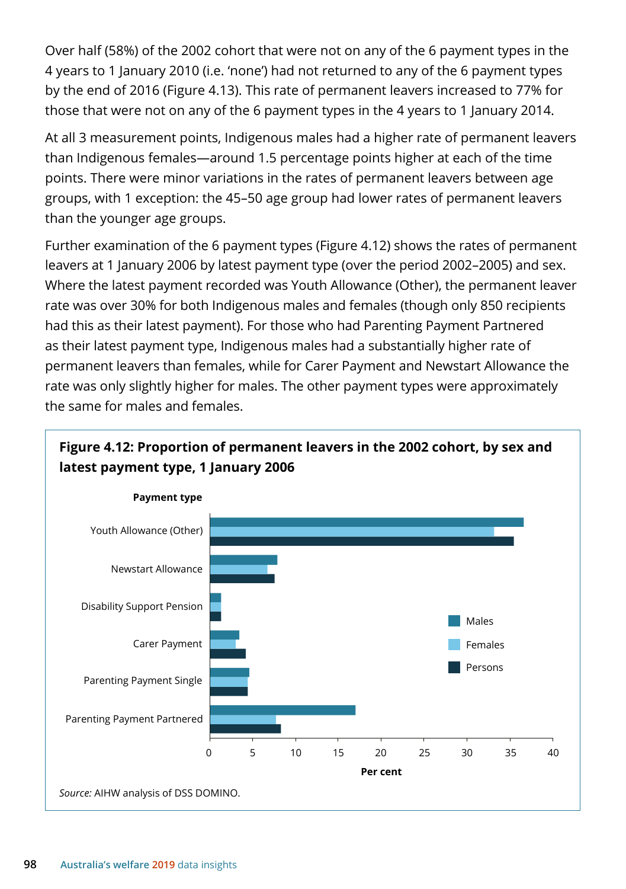Over half (58%) of the 2002 cohort that were not on any of the 6 payment types in the 4 years to 1 January 2010 (i.e. 'none') had not returned to any of the 6 payment types by the end of 2016 (Figure 4.13). This rate of permanent leavers increased to 77% for those that were not on any of the 6 payment types in the 4 years to 1 January 2014.

At all 3 measurement points, Indigenous males had a higher rate of permanent leavers than Indigenous females—around 1.5 percentage points higher at each of the time points. There were minor variations in the rates of permanent leavers between age groups, with 1 exception: the 45–50 age group had lower rates of permanent leavers than the younger age groups.

Further examination of the 6 payment types (Figure 4.12) shows the rates of permanent leavers at 1 January 2006 by latest payment type (over the period 2002–2005) and sex. Where the latest payment recorded was Youth Allowance (Other), the permanent leaver rate was over 30% for both Indigenous males and females (though only 850 recipients had this as their latest payment). For those who had Parenting Payment Partnered as their latest payment type, Indigenous males had a substantially higher rate of permanent leavers than females, while for Carer Payment and Newstart Allowance the rate was only slightly higher for males. The other payment types were approximately the same for males and females.

**Figure 4.12: Proportion of permanent leavers in the 2002 cohort, by sex and latest payment type, 1 January 2006**

*Source:* AIHW analysis of DSS DOMINO.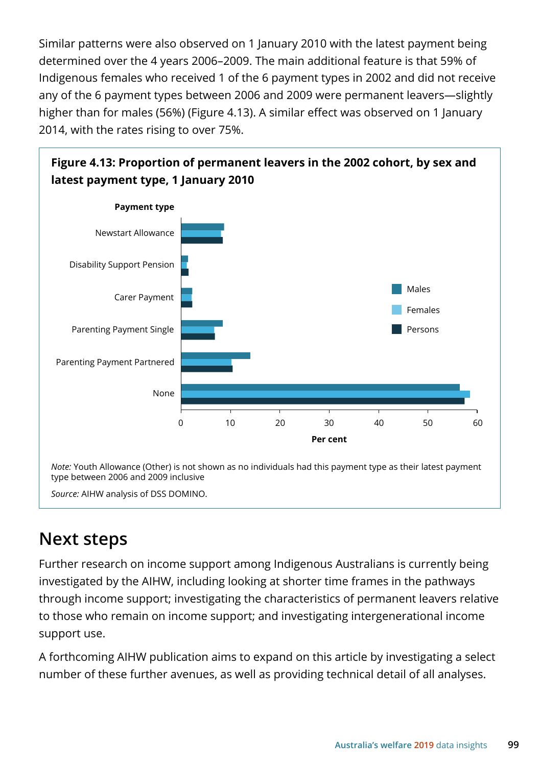Similar patterns were also observed on 1 January 2010 with the latest payment being determined over the 4 years 2006–2009. The main additional feature is that 59% of Indigenous females who received 1 of the 6 payment types in 2002 and did not receive any of the 6 payment types between 2006 and 2009 were permanent leavers—slightly higher than for males (56%) (Figure 4.13). A similar effect was observed on 1 January 2014, with the rates rising to over 75%.

**Figure 4.13: Proportion of permanent leavers in the 2002 cohort, by sex and latest payment type, 1 January 2010**

*Note:* Youth Allowance (Other) is not shown as no individuals had this payment type as their latest payment type between 2006 and 2009 inclusive

*Source:* AIHW analysis of DSS DOMINO.

## Next steps

Further research on income support among Indigenous Australians is currently being investigated by the AIHW, including looking at shorter time frames in the pathways through income support; investigating the characteristics of permanent leavers relative to those who remain on income support; and investigating intergenerational income support use.

A forthcoming AIHW publication aims to expand on this article by investigating a select number of these further avenues, as well as providing technical detail of all analyses.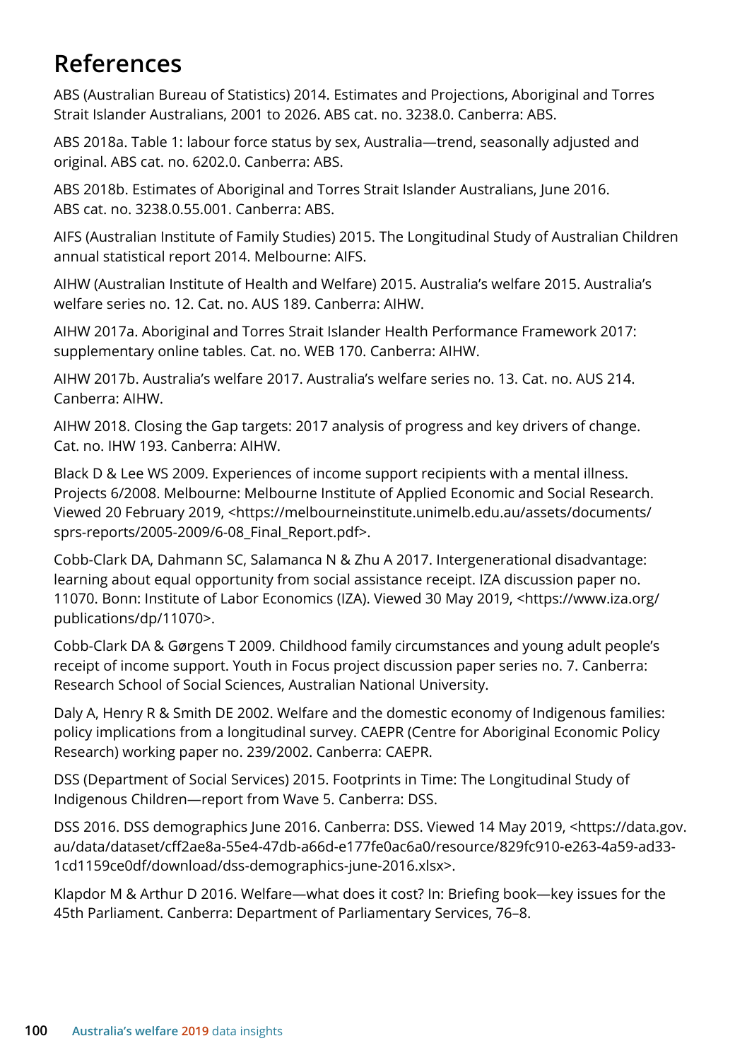# References

ABS (Australian Bureau of Statistics) 2014. Estimates and Projections, Aboriginal and Torres Strait Islander Australians, 2001 to 2026. ABS cat. no. 3238.0. Canberra: ABS.

ABS 2018a. Table 1: labour force status by sex, Australia—trend, seasonally adjusted and original. ABS cat. no. 6202.0. Canberra: ABS.

ABS 2018b. Estimates of Aboriginal and Torres Strait Islander Australians, June 2016. ABS cat. no. 3238.0.55.001. Canberra: ABS.

AIFS (Australian Institute of Family Studies) 2015. The Longitudinal Study of Australian Children annual statistical report 2014. Melbourne: AIFS.

AIHW (Australian Institute of Health and Welfare) 2015. Australia's welfare 2015. Australia's welfare series no. 12. Cat. no. AUS 189. Canberra: AIHW.

AIHW 2017a. Aboriginal and Torres Strait Islander Health Performance Framework 2017: supplementary online tables. Cat. no. WEB 170. Canberra: AIHW.

AIHW 2017b. Australia's welfare 2017. Australia's welfare series no. 13. Cat. no. AUS 214. Canberra: AIHW.

AIHW 2018. Closing the Gap targets: 2017 analysis of progress and key drivers of change. Cat. no. IHW 193. Canberra: AIHW.

Black D & Lee WS 2009. Experiences of income support recipients with a mental illness. Projects 6/2008. Melbourne: Melbourne Institute of Applied Economic and Social Research. Viewed 20 February 2019, <https://melbourneinstitute.unimelb.edu.au/assets/documents/sprs-reports/2005-2009/6-08_Final_Report.pdf>.

Cobb-Clark DA, Dahmann SC, Salamanca N & Zhu A 2017. Intergenerational disadvantage: learning about equal opportunity from social assistance receipt. IZA discussion paper no. 11070. Bonn: Institute of Labor Economics (IZA). Viewed 30 May 2019, <https://www.iza.org/publications/dp/11070>.

Cobb-Clark DA & Gørgens T 2009. Childhood family circumstances and young adult people's receipt of income support. Youth in Focus project discussion paper series no. 7. Canberra: Research School of Social Sciences, Australian National University.

Daly A, Henry R & Smith DE 2002. Welfare and the domestic economy of Indigenous families: policy implications from a longitudinal survey. CAEPR (Centre for Aboriginal Economic Policy Research) working paper no. 239/2002. Canberra: CAEPR.

DSS (Department of Social Services) 2015. Footprints in Time: The Longitudinal Study of Indigenous Children—report from Wave 5. Canberra: DSS.

DSS 2016. DSS demographics June 2016. Canberra: DSS. Viewed 14 May 2019, <https://data.gov.au/data/dataset/cff2ae8a-55e4-47db-a66d-e177fe0ac6a0/resource/829fc910-e263-4a59-ad33-1cd1159ce0df/download/dss-demographics-june-2016.xlsx>.

Klapdor M & Arthur D 2016. Welfare—what does it cost? In: Briefing book—key issues for the 45th Parliament. Canberra: Department of Parliamentary Services, 76–8.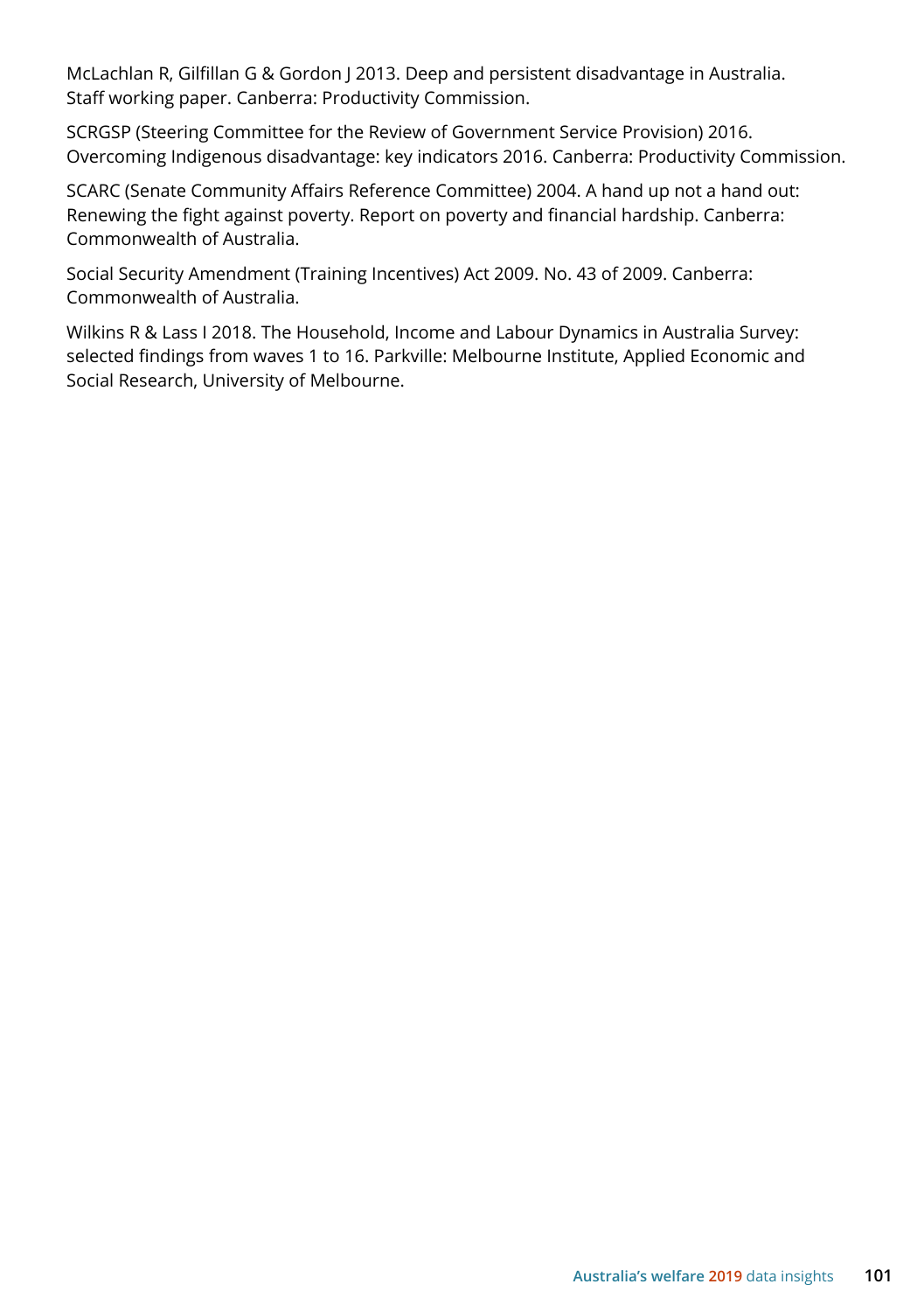McLachlan R, Gilfillan G & Gordon J 2013. Deep and persistent disadvantage in Australia. Staff working paper. Canberra: Productivity Commission.

SCRGSP (Steering Committee for the Review of Government Service Provision) 2016. Overcoming Indigenous disadvantage: key indicators 2016. Canberra: Productivity Commission.

SCARC (Senate Community Affairs Reference Committee) 2004. A hand up not a hand out: Renewing the fight against poverty. Report on poverty and financial hardship. Canberra: Commonwealth of Australia.

Social Security Amendment (Training Incentives) Act 2009. No. 43 of 2009. Canberra: Commonwealth of Australia.

Wilkins R & Lass I 2018. The Household, Income and Labour Dynamics in Australia Survey: selected findings from waves 1 to 16. Parkville: Melbourne Institute, Applied Economic and Social Research, University of Melbourne.